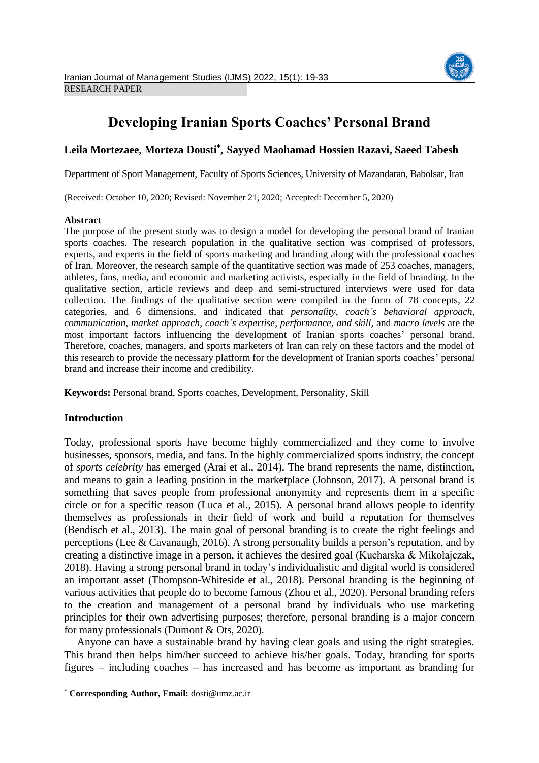RESEARCH PAPER

# Developing Iranian Sports Coaches' Personal Brand

**Leila Mortezaee, Morteza Dousti[*], Sayyed Maohamad Hossien Razavi, Saeed Tabesh**

Department of Sport Management, Faculty of Sports Sciences, University of Mazandaran, Babolsar, Iran

(Received: October 10, 2020; Revised: November 21, 2020; Accepted: December 5, 2020)

**Abstract**

The purpose of the present study was to design a model for developing the personal brand of Iranian sports coaches. The research population in the qualitative section was comprised of professors, experts, and experts in the field of sports marketing and branding along with the professional coaches of Iran. Moreover, the research sample of the quantitative section was made of 253 coaches, managers, athletes, fans, media, and economic and marketing activists, especially in the field of branding. In the qualitative section, article reviews and deep and semi-structured interviews were used for data collection. The findings of the qualitative section were compiled in the form of 78 concepts, 22 categories, and 6 dimensions, and indicated that *personality*, *coach's behavioral approach, communication*, *market approach*, *coach's expertise, performance, and skill,* and *macro levels* are the most important factors influencing the development of Iranian sports coaches' personal brand. Therefore, coaches, managers, and sports marketers of Iran can rely on these factors and the model of this research to provide the necessary platform for the development of Iranian sports coaches' personal brand and increase their income and credibility.

**Keywords:** Personal brand, Sports coaches, Development, Personality, Skill

## Introduction

Today, professional sports have become highly commercialized and they come to involve businesses, sponsors, media, and fans. In the highly commercialized sports industry, the concept of *sports celebrity* has emerged (Arai et al., 2014). The brand represents the name, distinction, and means to gain a leading position in the marketplace (Johnson, 2017). A personal brand is something that saves people from professional anonymity and represents them in a specific circle or for a specific reason (Luca et al., 2015). A personal brand allows people to identify themselves as professionals in their field of work and build a reputation for themselves (Bendisch et al., 2013). The main goal of personal branding is to create the right feelings and perceptions (Lee & Cavanaugh, 2016). A strong personality builds a person's reputation, and by creating a distinctive image in a person, it achieves the desired goal (Kucharska & Mikołajczak, 2018). Having a strong personal brand in today's individualistic and digital world is considered an important asset (Thompson-Whiteside et al., 2018). Personal branding is the beginning of various activities that people do to become famous (Zhou et al., 2020). Personal branding refers to the creation and management of a personal brand by individuals who use marketing principles for their own advertising purposes; therefore, personal branding is a major concern for many professionals (Dumont & Ots, 2020).

Anyone can have a sustainable brand by having clear goals and using the right strategies. This brand then helps him/her succeed to achieve his/her goals. Today, branding for sports figures – including coaches – has increased and has become as important as branding for

---

[*] **Corresponding Author, Email:** dosti@umz.ac.ir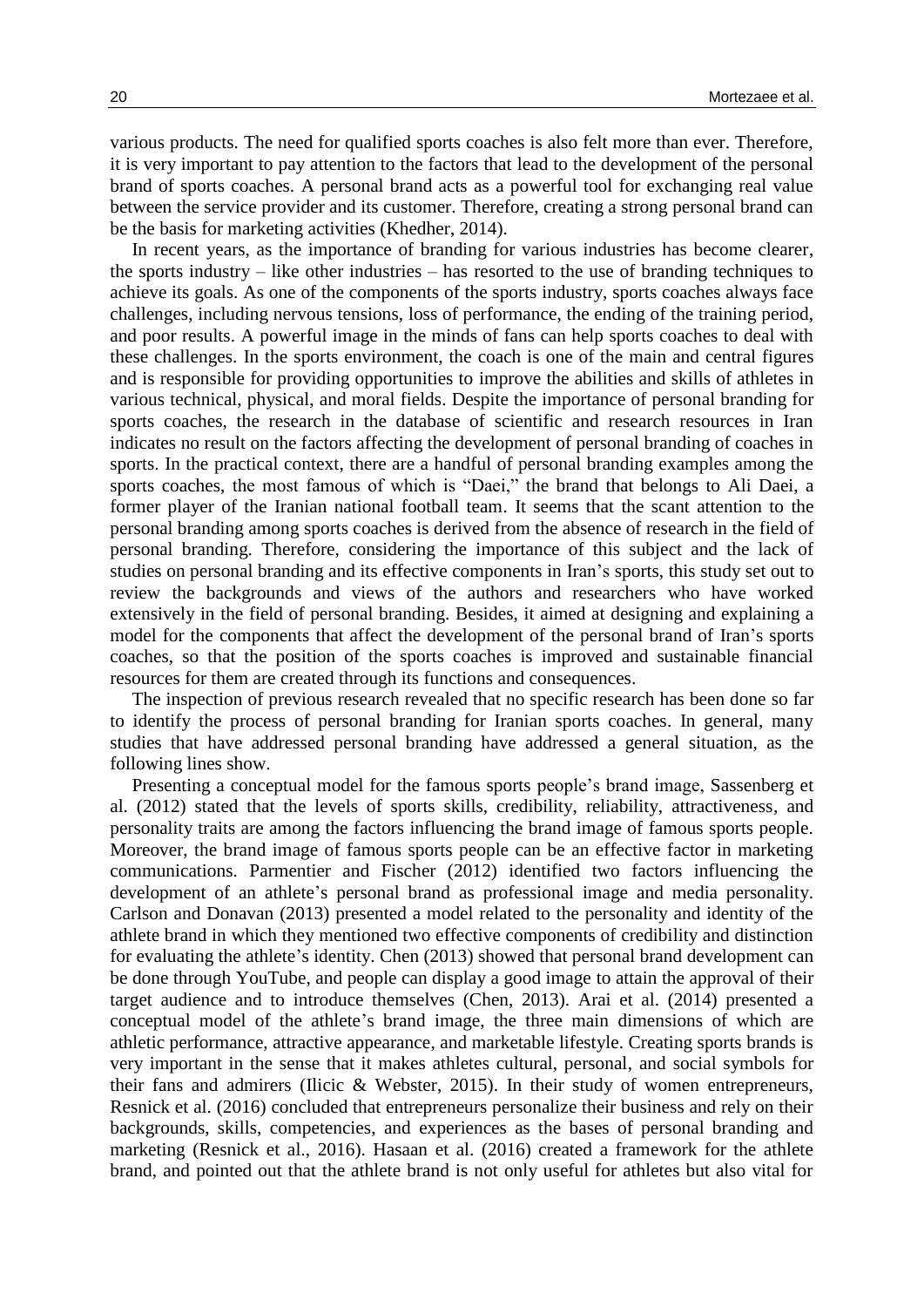various products. The need for qualified sports coaches is also felt more than ever. Therefore, it is very important to pay attention to the factors that lead to the development of the personal brand of sports coaches. A personal brand acts as a powerful tool for exchanging real value between the service provider and its customer. Therefore, creating a strong personal brand can be the basis for marketing activities (Khedher, 2014).

In recent years, as the importance of branding for various industries has become clearer, the sports industry – like other industries – has resorted to the use of branding techniques to achieve its goals. As one of the components of the sports industry, sports coaches always face challenges, including nervous tensions, loss of performance, the ending of the training period, and poor results. A powerful image in the minds of fans can help sports coaches to deal with these challenges. In the sports environment, the coach is one of the main and central figures and is responsible for providing opportunities to improve the abilities and skills of athletes in various technical, physical, and moral fields. Despite the importance of personal branding for sports coaches, the research in the database of scientific and research resources in Iran indicates no result on the factors affecting the development of personal branding of coaches in sports. In the practical context, there are a handful of personal branding examples among the sports coaches, the most famous of which is "Daei," the brand that belongs to Ali Daei, a former player of the Iranian national football team. It seems that the scant attention to the personal branding among sports coaches is derived from the absence of research in the field of personal branding. Therefore, considering the importance of this subject and the lack of studies on personal branding and its effective components in Iran's sports, this study set out to review the backgrounds and views of the authors and researchers who have worked extensively in the field of personal branding. Besides, it aimed at designing and explaining a model for the components that affect the development of the personal brand of Iran's sports coaches, so that the position of the sports coaches is improved and sustainable financial resources for them are created through its functions and consequences.

The inspection of previous research revealed that no specific research has been done so far to identify the process of personal branding for Iranian sports coaches. In general, many studies that have addressed personal branding have addressed a general situation, as the following lines show.

Presenting a conceptual model for the famous sports people's brand image, Sassenberg et al. (2012) stated that the levels of sports skills, credibility, reliability, attractiveness, and personality traits are among the factors influencing the brand image of famous sports people. Moreover, the brand image of famous sports people can be an effective factor in marketing communications. Parmentier and Fischer (2012) identified two factors influencing the development of an athlete's personal brand as professional image and media personality. Carlson and Donavan (2013) presented a model related to the personality and identity of the athlete brand in which they mentioned two effective components of credibility and distinction for evaluating the athlete's identity. Chen (2013) showed that personal brand development can be done through YouTube, and people can display a good image to attain the approval of their target audience and to introduce themselves (Chen, 2013). Arai et al. (2014) presented a conceptual model of the athlete's brand image, the three main dimensions of which are athletic performance, attractive appearance, and marketable lifestyle. Creating sports brands is very important in the sense that it makes athletes cultural, personal, and social symbols for their fans and admirers (Ilicic & Webster, 2015). In their study of women entrepreneurs, Resnick et al. (2016) concluded that entrepreneurs personalize their business and rely on their backgrounds, skills, competencies, and experiences as the bases of personal branding and marketing (Resnick et al., 2016). Hasaan et al. (2016) created a framework for the athlete brand, and pointed out that the athlete brand is not only useful for athletes but also vital for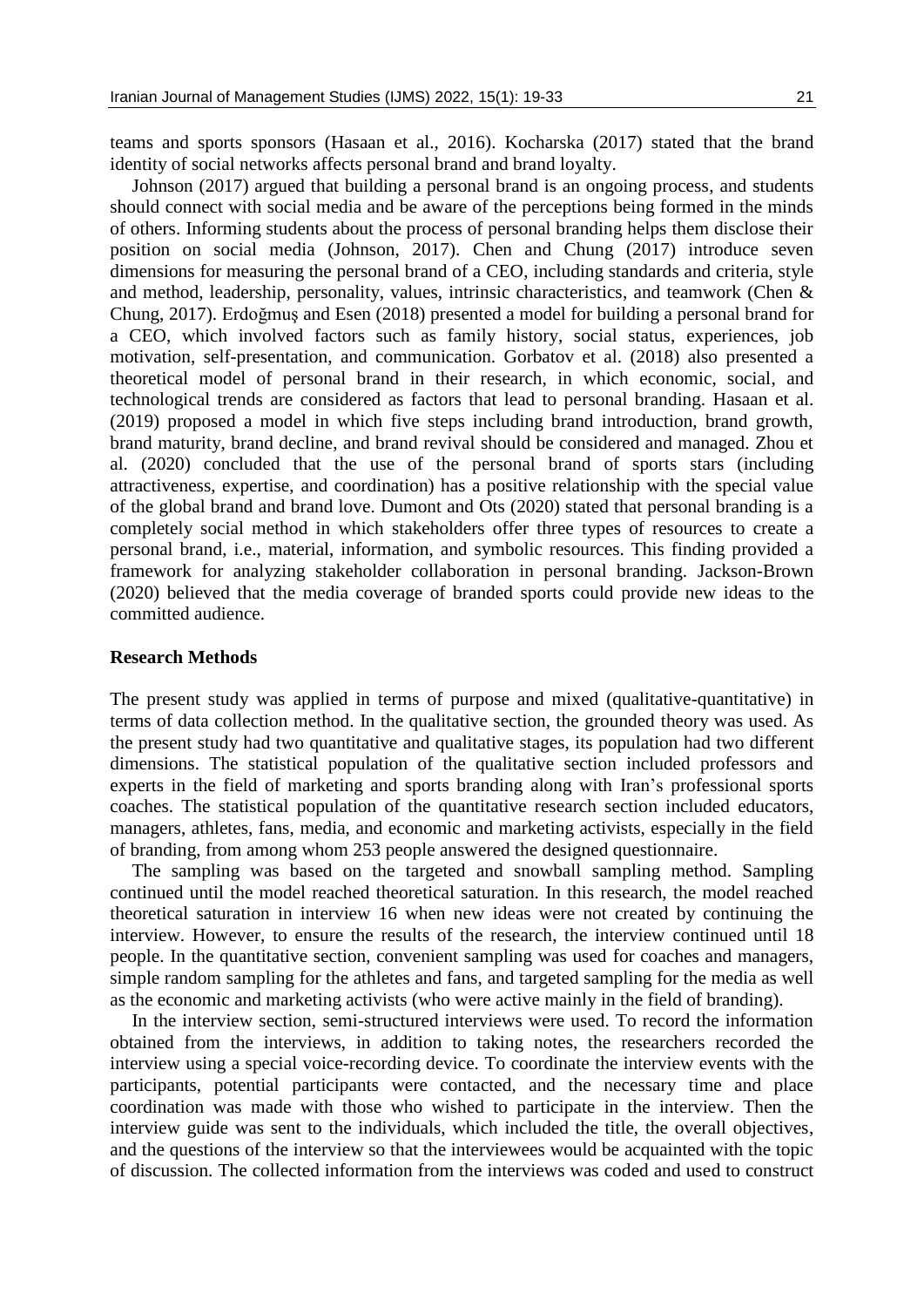teams and sports sponsors (Hasaan et al., 2016). Kocharska (2017) stated that the brand identity of social networks affects personal brand and brand loyalty.

Johnson (2017) argued that building a personal brand is an ongoing process, and students should connect with social media and be aware of the perceptions being formed in the minds of others. Informing students about the process of personal branding helps them disclose their position on social media (Johnson, 2017). Chen and Chung (2017) introduce seven dimensions for measuring the personal brand of a CEO, including standards and criteria, style and method, leadership, personality, values, intrinsic characteristics, and teamwork (Chen & Chung, 2017). Erdoğmuş and Esen (2018) presented a model for building a personal brand for a CEO, which involved factors such as family history, social status, experiences, job motivation, self-presentation, and communication. Gorbatov et al. (2018) also presented a theoretical model of personal brand in their research, in which economic, social, and technological trends are considered as factors that lead to personal branding. Hasaan et al. (2019) proposed a model in which five steps including brand introduction, brand growth, brand maturity, brand decline, and brand revival should be considered and managed. Zhou et al. (2020) concluded that the use of the personal brand of sports stars (including attractiveness, expertise, and coordination) has a positive relationship with the special value of the global brand and brand love. Dumont and Ots (2020) stated that personal branding is a completely social method in which stakeholders offer three types of resources to create a personal brand, i.e., material, information, and symbolic resources. This finding provided a framework for analyzing stakeholder collaboration in personal branding. Jackson-Brown (2020) believed that the media coverage of branded sports could provide new ideas to the committed audience.

## Research Methods

The present study was applied in terms of purpose and mixed (qualitative-quantitative) in terms of data collection method. In the qualitative section, the grounded theory was used. As the present study had two quantitative and qualitative stages, its population had two different dimensions. The statistical population of the qualitative section included professors and experts in the field of marketing and sports branding along with Iran's professional sports coaches. The statistical population of the quantitative research section included educators, managers, athletes, fans, media, and economic and marketing activists, especially in the field of branding, from among whom 253 people answered the designed questionnaire.

The sampling was based on the targeted and snowball sampling method. Sampling continued until the model reached theoretical saturation. In this research, the model reached theoretical saturation in interview 16 when new ideas were not created by continuing the interview. However, to ensure the results of the research, the interview continued until 18 people. In the quantitative section, convenient sampling was used for coaches and managers, simple random sampling for the athletes and fans, and targeted sampling for the media as well as the economic and marketing activists (who were active mainly in the field of branding).

In the interview section, semi-structured interviews were used. To record the information obtained from the interviews, in addition to taking notes, the researchers recorded the interview using a special voice-recording device. To coordinate the interview events with the participants, potential participants were contacted, and the necessary time and place coordination was made with those who wished to participate in the interview. Then the interview guide was sent to the individuals, which included the title, the overall objectives, and the questions of the interview so that the interviewees would be acquainted with the topic of discussion. The collected information from the interviews was coded and used to construct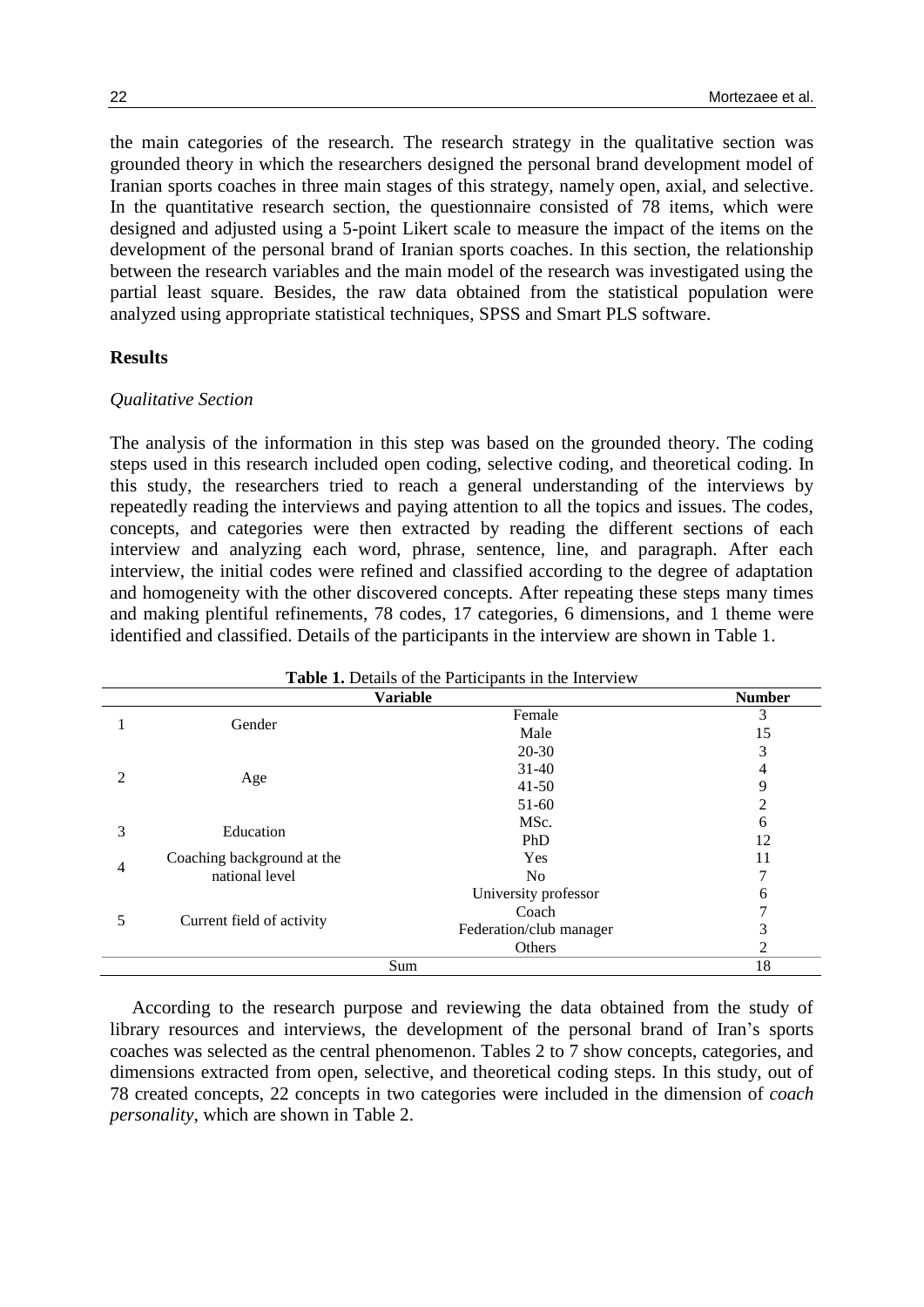the main categories of the research. The research strategy in the qualitative section was grounded theory in which the researchers designed the personal brand development model of Iranian sports coaches in three main stages of this strategy, namely open, axial, and selective. In the quantitative research section, the questionnaire consisted of 78 items, which were designed and adjusted using a 5-point Likert scale to measure the impact of the items on the development of the personal brand of Iranian sports coaches. In this section, the relationship between the research variables and the main model of the research was investigated using the partial least square. Besides, the raw data obtained from the statistical population were analyzed using appropriate statistical techniques, SPSS and Smart PLS software.

## Results

### *Qualitative Section*

The analysis of the information in this step was based on the grounded theory. The coding steps used in this research included open coding, selective coding, and theoretical coding. In this study, the researchers tried to reach a general understanding of the interviews by repeatedly reading the interviews and paying attention to all the topics and issues. The codes, concepts, and categories were then extracted by reading the different sections of each interview and analyzing each word, phrase, sentence, line, and paragraph. After each interview, the initial codes were refined and classified according to the degree of adaptation and homogeneity with the other discovered concepts. After repeating these steps many times and making plentiful refinements, 78 codes, 17 categories, 6 dimensions, and 1 theme were identified and classified. Details of the participants in the interview are shown in Table 1.

**Table 1.** Details of the Participants in the Interview

| | Variable | | Number |
|---|---|---|---|
| 1 | Gender | Female | 3 |
| | | Male | 15 |
| 2 | Age | 20-30 | 3 |
| | | 31-40 | 4 |
| | | 41-50 | 9 |
| | | 51-60 | 2 |
| 3 | Education | MSc. | 6 |
| | | PhD | 12 |
| 4 | Coaching background at the national level | Yes | 11 |
| | | No | 7 |
| 5 | Current field of activity | University professor | 6 |
| | | Coach | 7 |
| | | Federation/club manager | 3 |
| | | Others | 2 |
| | Sum | | 18 |

According to the research purpose and reviewing the data obtained from the study of library resources and interviews, the development of the personal brand of Iran's sports coaches was selected as the central phenomenon. Tables 2 to 7 show concepts, categories, and dimensions extracted from open, selective, and theoretical coding steps. In this study, out of 78 created concepts, 22 concepts in two categories were included in the dimension of *coach personality*, which are shown in Table 2.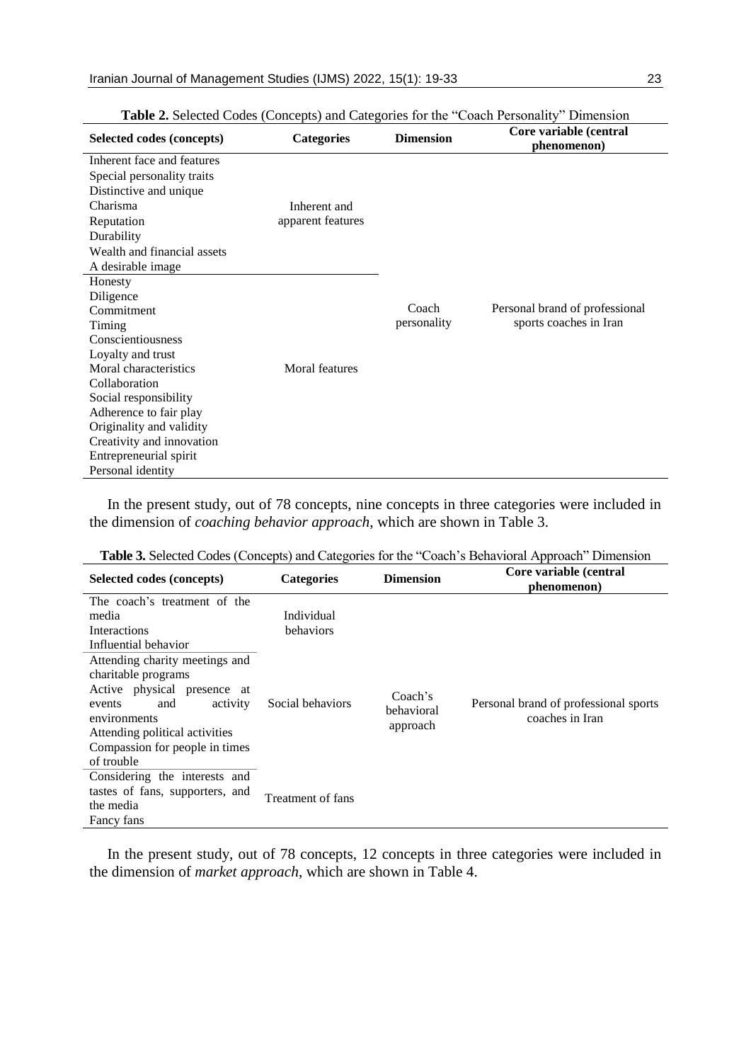**Table 2.** Selected Codes (Concepts) and Categories for the "Coach Personality" Dimension

| Selected codes (concepts) | Categories | Dimension | Core variable (central phenomenon) |
|---|---|---|---|
| Inherent face and features<br>Special personality traits<br>Distinctive and unique<br>Charisma<br>Reputation<br>Durability<br>Wealth and financial assets<br>A desirable image | Inherent and apparent features | Coach personality | Personal brand of professional sports coaches in Iran |
| Honesty<br>Diligence<br>Commitment<br>Timing<br>Conscientiousness<br>Loyalty and trust<br>Moral characteristics<br>Collaboration<br>Social responsibility<br>Adherence to fair play<br>Originality and validity<br>Creativity and innovation<br>Entrepreneurial spirit<br>Personal identity | Moral features | | |

In the present study, out of 78 concepts, nine concepts in three categories were included in the dimension of *coaching behavior approach*, which are shown in Table 3.

**Table 3.** Selected Codes (Concepts) and Categories for the "Coach's Behavioral Approach" Dimension

| Selected codes (concepts) | Categories | Dimension | Core variable (central phenomenon) |
|---|---|---|---|
| The coach's treatment of the media<br>Interactions<br>Influential behavior | Individual behaviors | Coach's behavioral approach | Personal brand of professional sports coaches in Iran |
| Attending charity meetings and charitable programs<br>Active physical presence at events and activity environments<br>Attending political activities<br>Compassion for people in times of trouble | Social behaviors | | |
| Considering the interests and tastes of fans, supporters, and the media<br>Fancy fans | Treatment of fans | | |

In the present study, out of 78 concepts, 12 concepts in three categories were included in the dimension of *market approach*, which are shown in Table 4.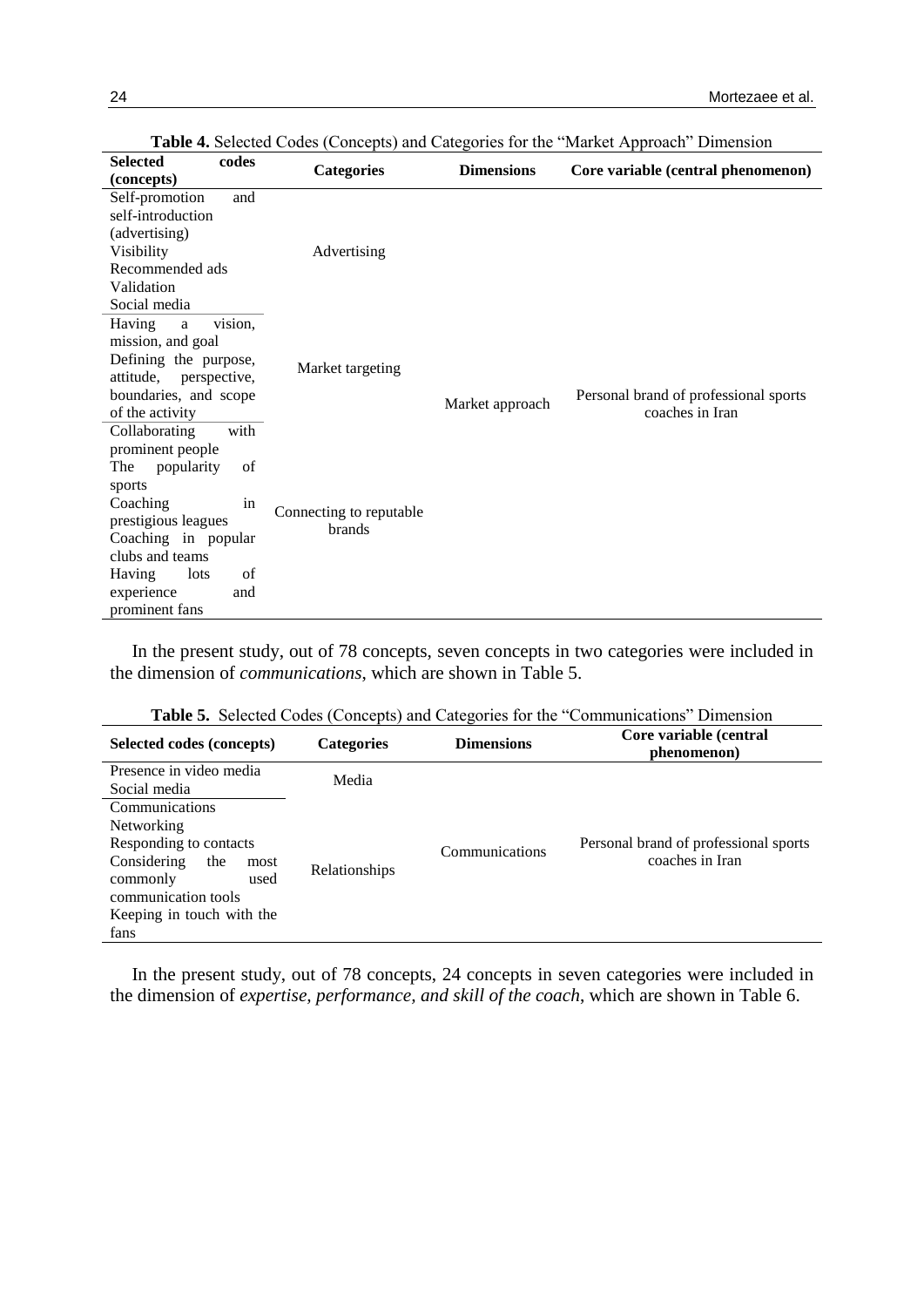**Table 4.** Selected Codes (Concepts) and Categories for the "Market Approach" Dimension

| Selected codes (concepts) | Categories | Dimensions | Core variable (central phenomenon) |
|---|---|---|---|
| Self-promotion and self-introduction (advertising)<br>Visibility<br>Recommended ads<br>Validation<br>Social media | Advertising | Market approach | Personal brand of professional sports coaches in Iran |
| Having a vision, mission, and goal<br>Defining the purpose, attitude, perspective, boundaries, and scope of the activity | Market targeting | | |
| Collaborating with prominent people<br>The popularity of sports<br>Coaching in prestigious leagues<br>Coaching in popular clubs and teams<br>Having lots of experience and prominent fans | Connecting to reputable brands | | |

In the present study, out of 78 concepts, seven concepts in two categories were included in the dimension of *communications*, which are shown in Table 5.

**Table 5.** Selected Codes (Concepts) and Categories for the "Communications" Dimension

| Selected codes (concepts) | Categories | Dimensions | Core variable (central phenomenon) |
|---|---|---|---|
| Presence in video media<br>Social media | Media | Communications | Personal brand of professional sports coaches in Iran |
| Communications<br>Networking<br>Responding to contacts<br>Considering the most commonly used communication tools<br>Keeping in touch with the fans | Relationships | | |

In the present study, out of 78 concepts, 24 concepts in seven categories were included in the dimension of *expertise, performance, and skill of the coach*, which are shown in Table 6.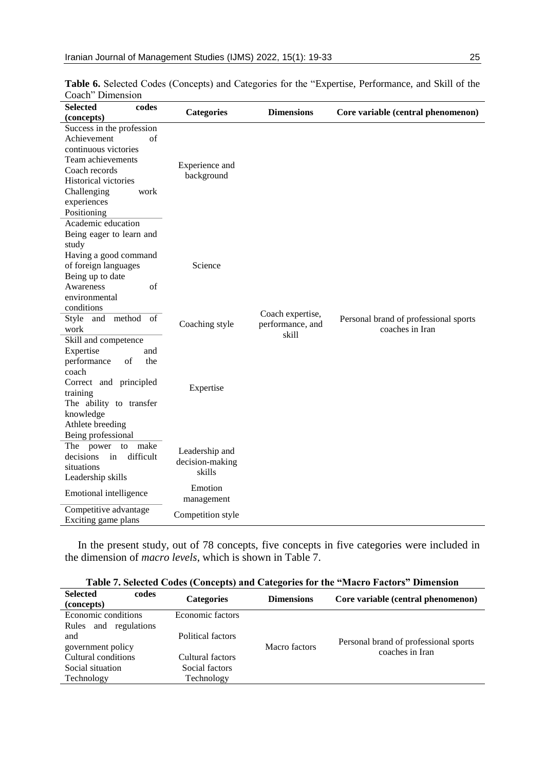**Table 6.** Selected Codes (Concepts) and Categories for the "Expertise, Performance, and Skill of the Coach" Dimension

| Selected codes (concepts) | Categories | Dimensions | Core variable (central phenomenon) |
|---|---|---|---|
| Success in the profession<br>Achievement of continuous victories<br>Team achievements<br>Coach records<br>Historical victories<br>Challenging work experiences<br>Positioning | Experience and background | Coach expertise, performance, and skill | Personal brand of professional sports coaches in Iran |
| Academic education<br>Being eager to learn and study<br>Having a good command of foreign languages<br>Being up to date<br>Awareness of environmental conditions | Science | | |
| Style and method of work | Coaching style | | |
| Skill and competence<br>Expertise and performance of the coach<br>Correct and principled training<br>The ability to transfer knowledge<br>Athlete breeding<br>Being professional | Expertise | | |
| The power to make decisions in difficult situations<br>Leadership skills | Leadership and decision-making skills | | |
| Emotional intelligence | Emotion management | | |
| Competitive advantage<br>Exciting game plans | Competition style | | |

In the present study, out of 78 concepts, five concepts in five categories were included in the dimension of *macro levels*, which is shown in Table 7.

**Table 7. Selected Codes (Concepts) and Categories for the "Macro Factors" Dimension**

| Selected codes (concepts) | Categories | Dimensions | Core variable (central phenomenon) |
|---|---|---|---|
| Economic conditions | Economic factors | Macro factors | Personal brand of professional sports coaches in Iran |
| Rules and regulations and government policy | Political factors | | |
| Cultural conditions | Cultural factors | | |
| Social situation | Social factors | | |
| Technology | Technology | | |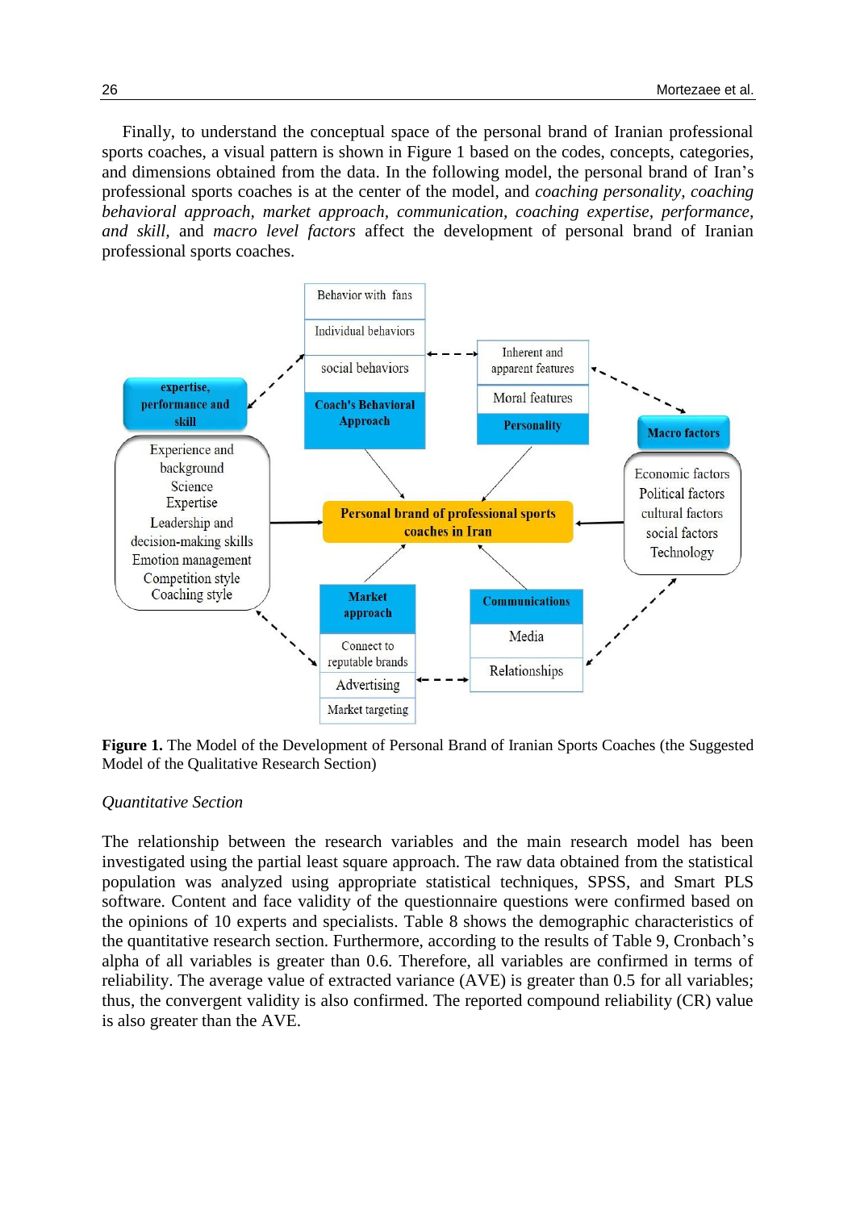Finally, to understand the conceptual space of the personal brand of Iranian professional sports coaches, a visual pattern is shown in Figure 1 based on the codes, concepts, categories, and dimensions obtained from the data. In the following model, the personal brand of Iran's professional sports coaches is at the center of the model, and *coaching personality, coaching behavioral approach, market approach, communication, coaching expertise, performance, and skill*, and *macro level factors* affect the development of personal brand of Iranian professional sports coaches.

**Personal brand of professional sports coaches in Iran**

- **expertise, performance and skill**: Experience and background; Science; Expertise; Leadership and decision-making skills; Emotion management; Competition style; Coaching style
- **Coach's Behavioral Approach**: Behavior with fans; Individual behaviors; social behaviors
- **Personality**: Inherent and apparent features; Moral features
- **Macro factors**: Economic factors; Political factors; cultural factors; social factors; Technology
- **Market approach**: Connect to reputable brands; Advertising; Market targeting
- **Communications**: Media; Relationships

**Figure 1.** The Model of the Development of Personal Brand of Iranian Sports Coaches (the Suggested Model of the Qualitative Research Section)

### *Quantitative Section*

The relationship between the research variables and the main research model has been investigated using the partial least square approach. The raw data obtained from the statistical population was analyzed using appropriate statistical techniques, SPSS, and Smart PLS software. Content and face validity of the questionnaire questions were confirmed based on the opinions of 10 experts and specialists. Table 8 shows the demographic characteristics of the quantitative research section. Furthermore, according to the results of Table 9, Cronbach's alpha of all variables is greater than 0.6. Therefore, all variables are confirmed in terms of reliability. The average value of extracted variance (AVE) is greater than 0.5 for all variables; thus, the convergent validity is also confirmed. The reported compound reliability (CR) value is also greater than the AVE.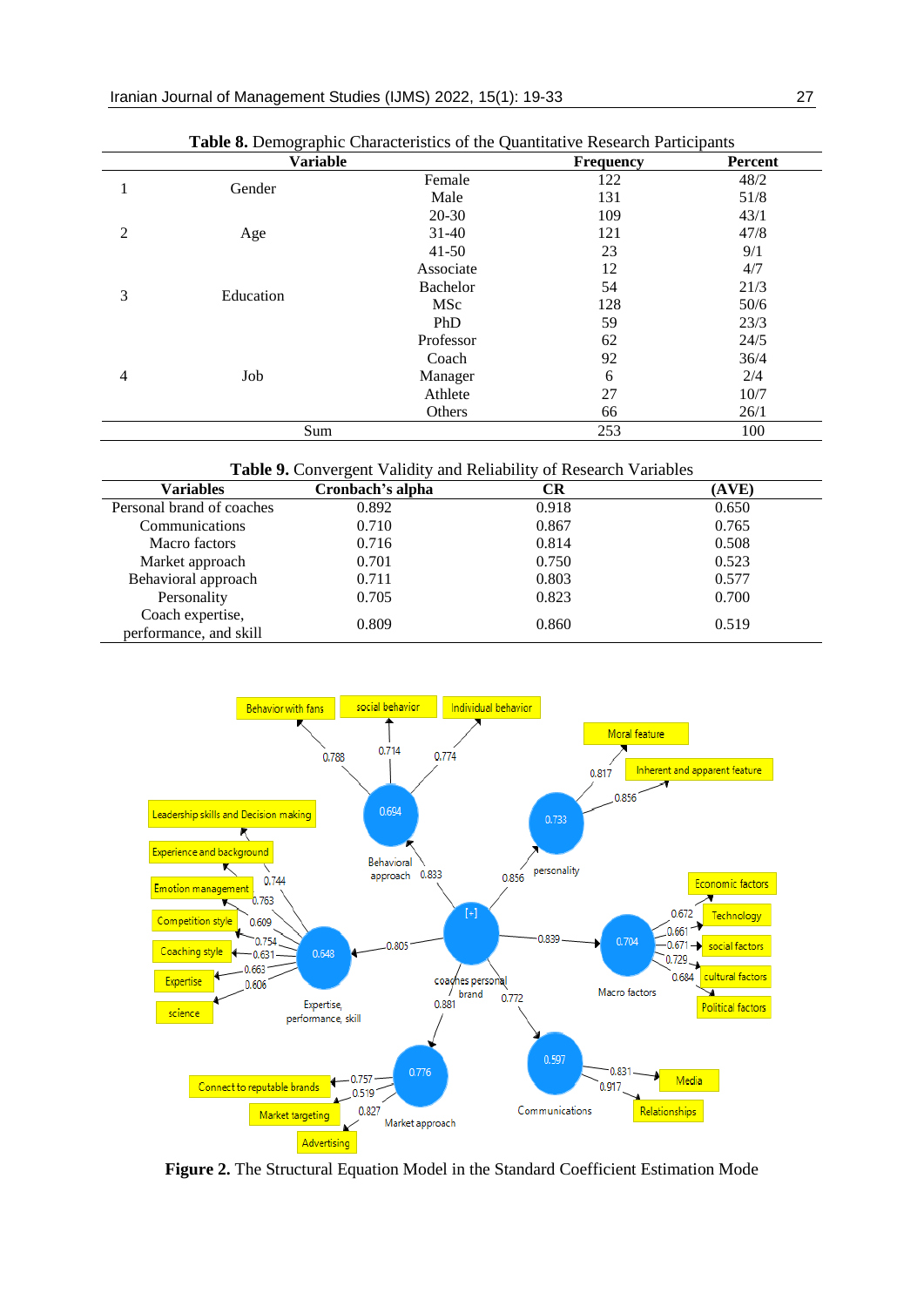**Table 8.** Demographic Characteristics of the Quantitative Research Participants

| | Variable | | Frequency | Percent |
|---|---|---|---|---|
| 1 | Gender | Female | 122 | 48/2 |
| | | Male | 131 | 51/8 |
| 2 | Age | 20-30 | 109 | 43/1 |
| | | 31-40 | 121 | 47/8 |
| | | 41-50 | 23 | 9/1 |
| 3 | Education | Associate | 12 | 4/7 |
| | | Bachelor | 54 | 21/3 |
| | | MSc | 128 | 50/6 |
| | | PhD | 59 | 23/3 |
| 4 | Job | Professor | 62 | 24/5 |
| | | Coach | 92 | 36/4 |
| | | Manager | 6 | 2/4 |
| | | Athlete | 27 | 10/7 |
| | | Others | 66 | 26/1 |
| | Sum | | 253 | 100 |

**Table 9.** Convergent Validity and Reliability of Research Variables

| Variables | Cronbach's alpha | CR | (AVE) |
|---|---|---|---|
| Personal brand of coaches | 0.892 | 0.918 | 0.650 |
| Communications | 0.710 | 0.867 | 0.765 |
| Macro factors | 0.716 | 0.814 | 0.508 |
| Market approach | 0.701 | 0.750 | 0.523 |
| Behavioral approach | 0.711 | 0.803 | 0.577 |
| Personality | 0.705 | 0.823 | 0.700 |
| Coach expertise, performance, and skill | 0.809 | 0.860 | 0.519 |

**Figure 2.** The Structural Equation Model in the Standard Coefficient Estimation Mode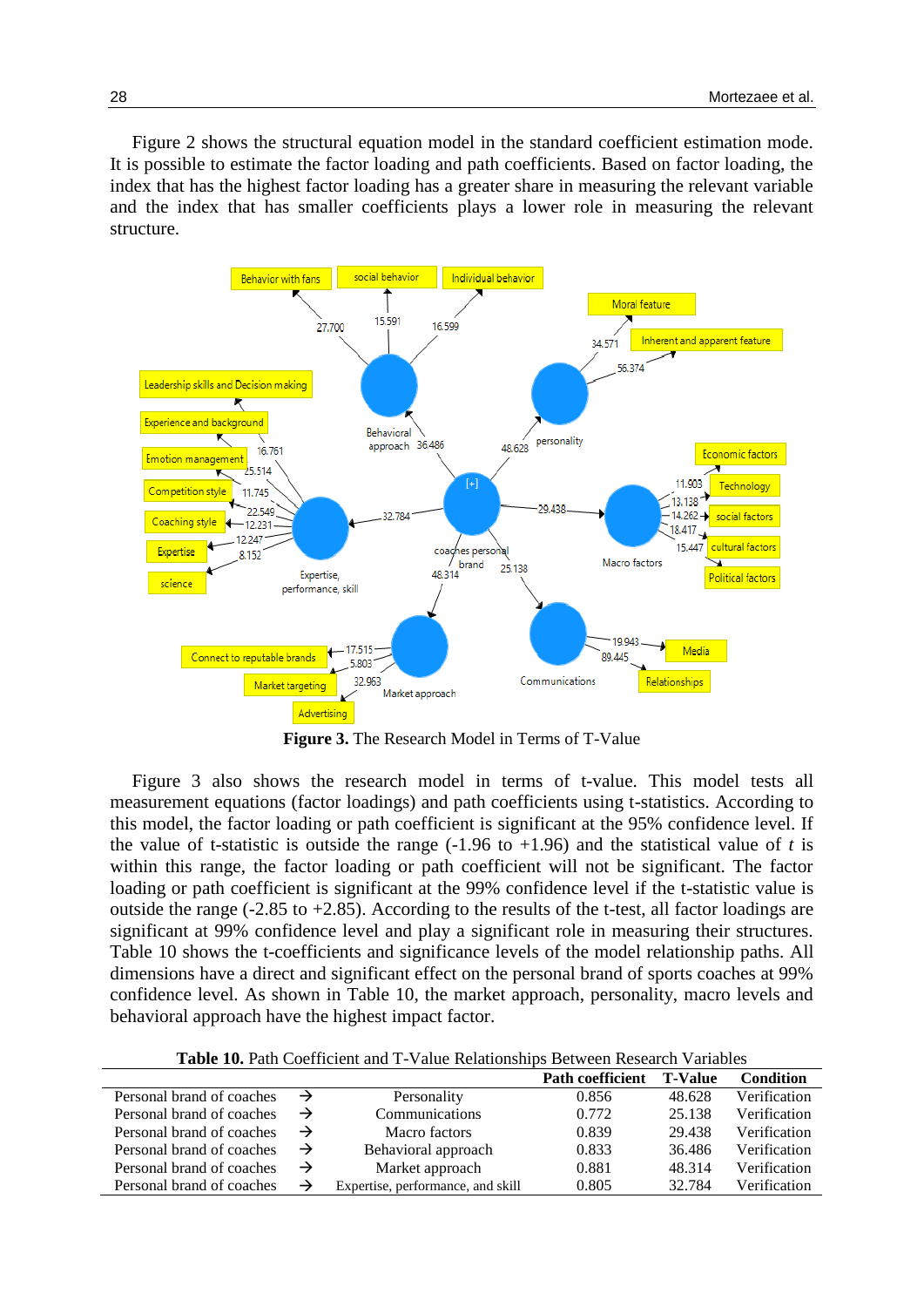Figure 2 shows the structural equation model in the standard coefficient estimation mode. It is possible to estimate the factor loading and path coefficients. Based on factor loading, the index that has the highest factor loading has a greater share in measuring the relevant variable and the index that has smaller coefficients plays a lower role in measuring the relevant structure.

**Figure 3.** The Research Model in Terms of T-Value

Figure 3 also shows the research model in terms of t-value. This model tests all measurement equations (factor loadings) and path coefficients using t-statistics. According to this model, the factor loading or path coefficient is significant at the 95% confidence level. If the value of t-statistic is outside the range (-1.96 to +1.96) and the statistical value of *t* is within this range, the factor loading or path coefficient will not be significant. The factor loading or path coefficient is significant at the 99% confidence level if the t-statistic value is outside the range (-2.85 to +2.85). According to the results of the t-test, all factor loadings are significant at 99% confidence level and play a significant role in measuring their structures. Table 10 shows the t-coefficients and significance levels of the model relationship paths. All dimensions have a direct and significant effect on the personal brand of sports coaches at 99% confidence level. As shown in Table 10, the market approach, personality, macro levels and behavioral approach have the highest impact factor.

**Table 10.** Path Coefficient and T-Value Relationships Between Research Variables

| | | | Path coefficient | T-Value | Condition |
|---|---|---|---|---|---|
| Personal brand of coaches | → | Personality | 0.856 | 48.628 | Verification |
| Personal brand of coaches | → | Communications | 0.772 | 25.138 | Verification |
| Personal brand of coaches | → | Macro factors | 0.839 | 29.438 | Verification |
| Personal brand of coaches | → | Behavioral approach | 0.833 | 36.486 | Verification |
| Personal brand of coaches | → | Market approach | 0.881 | 48.314 | Verification |
| Personal brand of coaches | → | Expertise, performance, and skill | 0.805 | 32.784 | Verification |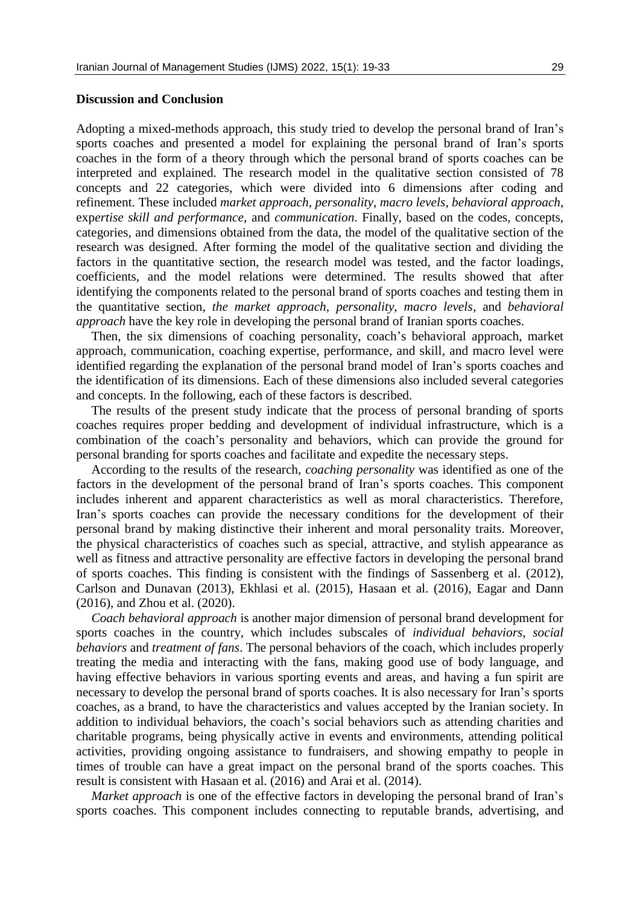## Discussion and Conclusion

Adopting a mixed-methods approach, this study tried to develop the personal brand of Iran's sports coaches and presented a model for explaining the personal brand of Iran's sports coaches in the form of a theory through which the personal brand of sports coaches can be interpreted and explained. The research model in the qualitative section consisted of 78 concepts and 22 categories, which were divided into 6 dimensions after coding and refinement. These included *market approach*, *personality*, *macro levels*, *behavioral approach*, ex*pertise skill and performance*, and *communication*. Finally, based on the codes, concepts, categories, and dimensions obtained from the data, the model of the qualitative section of the research was designed. After forming the model of the qualitative section and dividing the factors in the quantitative section, the research model was tested, and the factor loadings, coefficients, and the model relations were determined. The results showed that after identifying the components related to the personal brand of sports coaches and testing them in the quantitative section, *the market approach, personality, macro levels,* and *behavioral approach* have the key role in developing the personal brand of Iranian sports coaches.

Then, the six dimensions of coaching personality, coach's behavioral approach, market approach, communication, coaching expertise, performance, and skill, and macro level were identified regarding the explanation of the personal brand model of Iran's sports coaches and the identification of its dimensions. Each of these dimensions also included several categories and concepts. In the following, each of these factors is described.

The results of the present study indicate that the process of personal branding of sports coaches requires proper bedding and development of individual infrastructure, which is a combination of the coach's personality and behaviors, which can provide the ground for personal branding for sports coaches and facilitate and expedite the necessary steps.

According to the results of the research, *coaching personality* was identified as one of the factors in the development of the personal brand of Iran's sports coaches. This component includes inherent and apparent characteristics as well as moral characteristics. Therefore, Iran's sports coaches can provide the necessary conditions for the development of their personal brand by making distinctive their inherent and moral personality traits. Moreover, the physical characteristics of coaches such as special, attractive, and stylish appearance as well as fitness and attractive personality are effective factors in developing the personal brand of sports coaches. This finding is consistent with the findings of Sassenberg et al. (2012), Carlson and Dunavan (2013), Ekhlasi et al. (2015), Hasaan et al. (2016), Eagar and Dann (2016), and Zhou et al. (2020).

*Coach behavioral approach* is another major dimension of personal brand development for sports coaches in the country, which includes subscales of *individual behaviors, social behaviors* and *treatment of fans*. The personal behaviors of the coach, which includes properly treating the media and interacting with the fans, making good use of body language, and having effective behaviors in various sporting events and areas, and having a fun spirit are necessary to develop the personal brand of sports coaches. It is also necessary for Iran's sports coaches, as a brand, to have the characteristics and values accepted by the Iranian society. In addition to individual behaviors, the coach's social behaviors such as attending charities and charitable programs, being physically active in events and environments, attending political activities, providing ongoing assistance to fundraisers, and showing empathy to people in times of trouble can have a great impact on the personal brand of the sports coaches. This result is consistent with Hasaan et al. (2016) and Arai et al. (2014).

*Market approach* is one of the effective factors in developing the personal brand of Iran's sports coaches. This component includes connecting to reputable brands, advertising, and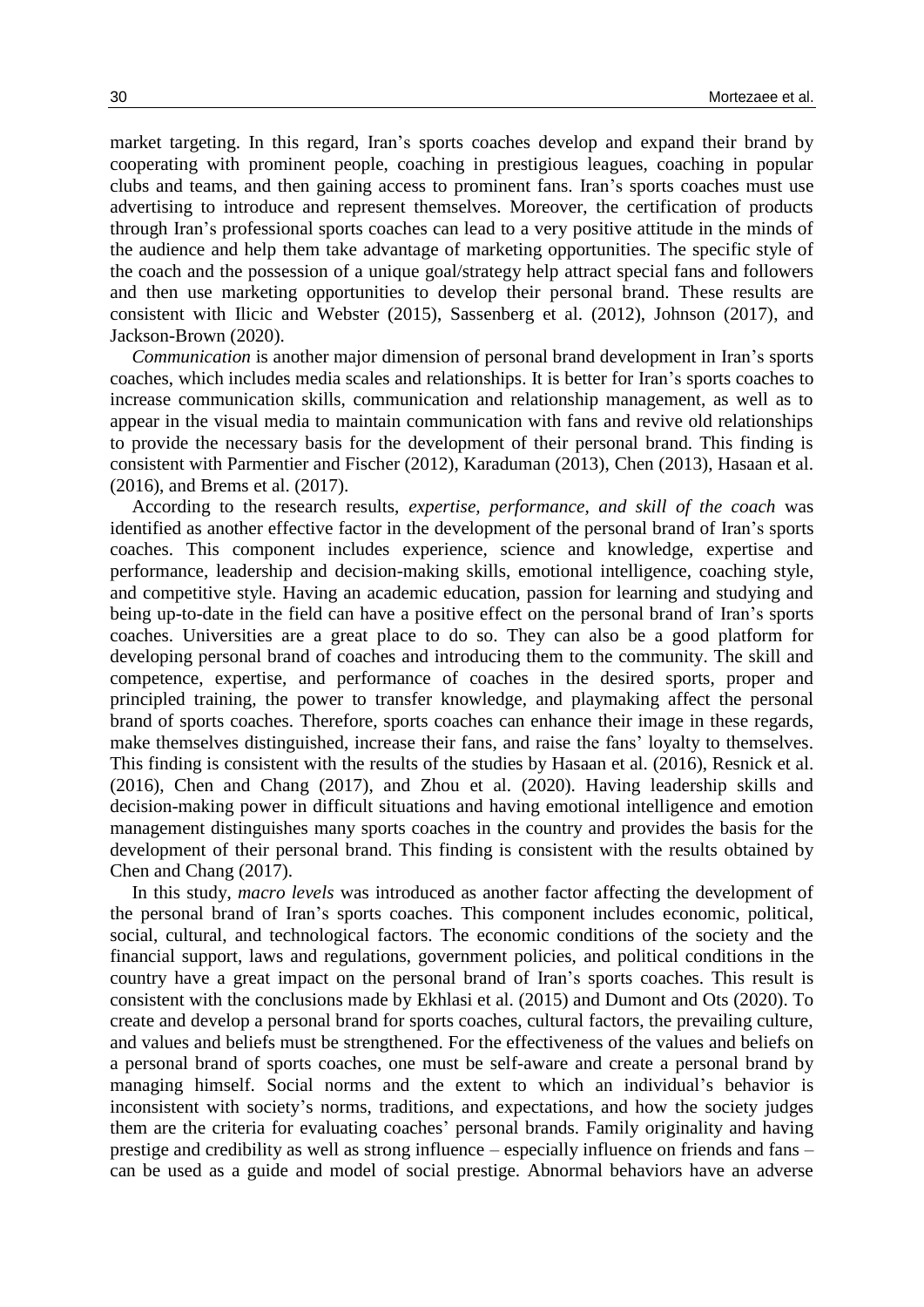market targeting. In this regard, Iran's sports coaches develop and expand their brand by cooperating with prominent people, coaching in prestigious leagues, coaching in popular clubs and teams, and then gaining access to prominent fans. Iran's sports coaches must use advertising to introduce and represent themselves. Moreover, the certification of products through Iran's professional sports coaches can lead to a very positive attitude in the minds of the audience and help them take advantage of marketing opportunities. The specific style of the coach and the possession of a unique goal/strategy help attract special fans and followers and then use marketing opportunities to develop their personal brand. These results are consistent with Ilicic and Webster (2015), Sassenberg et al. (2012), Johnson (2017), and Jackson-Brown (2020).

*Communication* is another major dimension of personal brand development in Iran's sports coaches, which includes media scales and relationships. It is better for Iran's sports coaches to increase communication skills, communication and relationship management, as well as to appear in the visual media to maintain communication with fans and revive old relationships to provide the necessary basis for the development of their personal brand. This finding is consistent with Parmentier and Fischer (2012), Karaduman (2013), Chen (2013), Hasaan et al. (2016), and Brems et al. (2017).

According to the research results, *expertise, performance, and skill of the coach* was identified as another effective factor in the development of the personal brand of Iran's sports coaches. This component includes experience, science and knowledge, expertise and performance, leadership and decision-making skills, emotional intelligence, coaching style, and competitive style. Having an academic education, passion for learning and studying and being up-to-date in the field can have a positive effect on the personal brand of Iran's sports coaches. Universities are a great place to do so. They can also be a good platform for developing personal brand of coaches and introducing them to the community. The skill and competence, expertise, and performance of coaches in the desired sports, proper and principled training, the power to transfer knowledge, and playmaking affect the personal brand of sports coaches. Therefore, sports coaches can enhance their image in these regards, make themselves distinguished, increase their fans, and raise the fans' loyalty to themselves. This finding is consistent with the results of the studies by Hasaan et al. (2016), Resnick et al. (2016), Chen and Chang (2017), and Zhou et al. (2020). Having leadership skills and decision-making power in difficult situations and having emotional intelligence and emotion management distinguishes many sports coaches in the country and provides the basis for the development of their personal brand. This finding is consistent with the results obtained by Chen and Chang (2017).

In this study, *macro levels* was introduced as another factor affecting the development of the personal brand of Iran's sports coaches. This component includes economic, political, social, cultural, and technological factors. The economic conditions of the society and the financial support, laws and regulations, government policies, and political conditions in the country have a great impact on the personal brand of Iran's sports coaches. This result is consistent with the conclusions made by Ekhlasi et al. (2015) and Dumont and Ots (2020). To create and develop a personal brand for sports coaches, cultural factors, the prevailing culture, and values and beliefs must be strengthened. For the effectiveness of the values and beliefs on a personal brand of sports coaches, one must be self-aware and create a personal brand by managing himself. Social norms and the extent to which an individual's behavior is inconsistent with society's norms, traditions, and expectations, and how the society judges them are the criteria for evaluating coaches' personal brands. Family originality and having prestige and credibility as well as strong influence – especially influence on friends and fans – can be used as a guide and model of social prestige. Abnormal behaviors have an adverse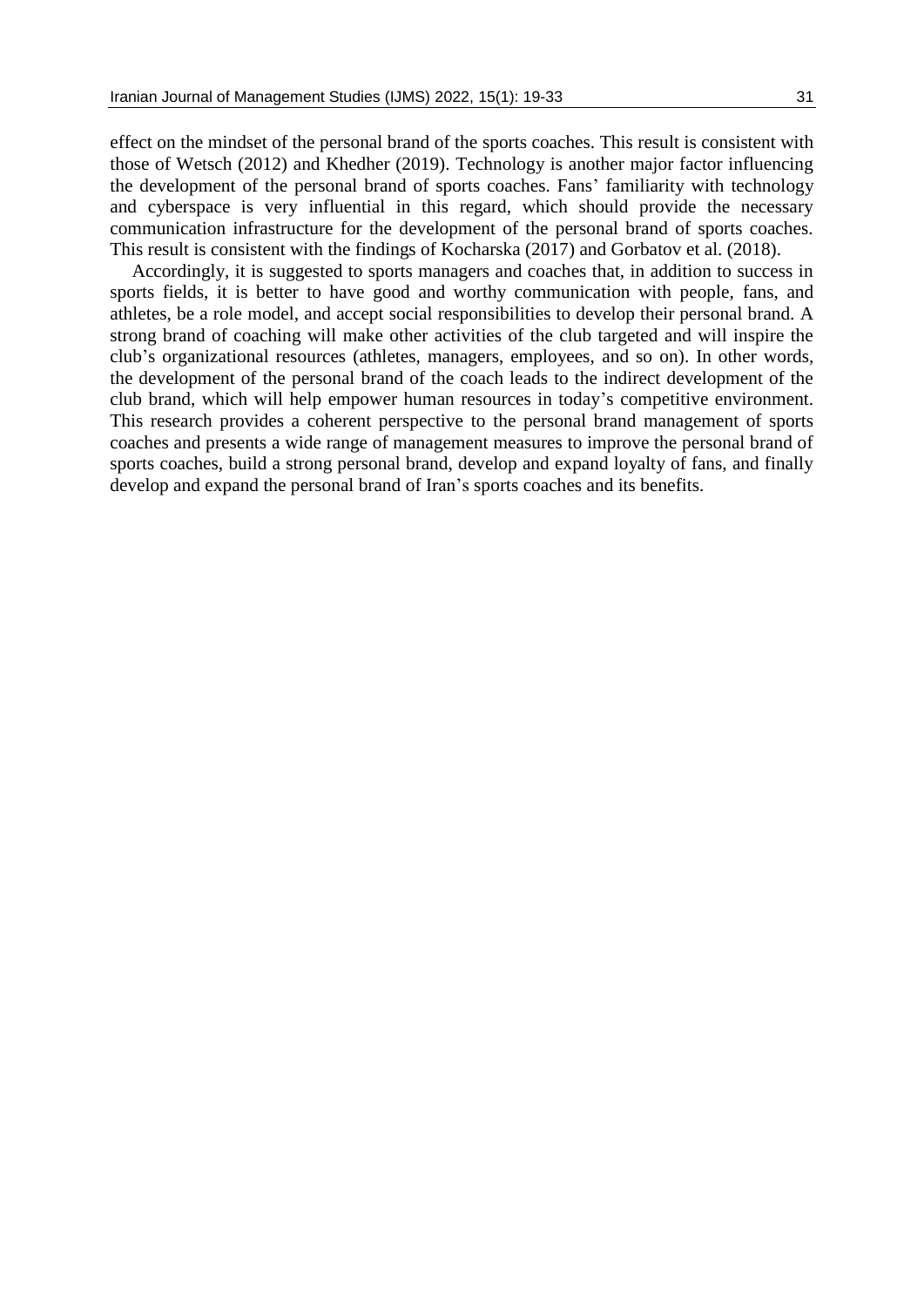effect on the mindset of the personal brand of the sports coaches. This result is consistent with those of Wetsch (2012) and Khedher (2019). Technology is another major factor influencing the development of the personal brand of sports coaches. Fans' familiarity with technology and cyberspace is very influential in this regard, which should provide the necessary communication infrastructure for the development of the personal brand of sports coaches. This result is consistent with the findings of Kocharska (2017) and Gorbatov et al. (2018).

Accordingly, it is suggested to sports managers and coaches that, in addition to success in sports fields, it is better to have good and worthy communication with people, fans, and athletes, be a role model, and accept social responsibilities to develop their personal brand. A strong brand of coaching will make other activities of the club targeted and will inspire the club's organizational resources (athletes, managers, employees, and so on). In other words, the development of the personal brand of the coach leads to the indirect development of the club brand, which will help empower human resources in today's competitive environment. This research provides a coherent perspective to the personal brand management of sports coaches and presents a wide range of management measures to improve the personal brand of sports coaches, build a strong personal brand, develop and expand loyalty of fans, and finally develop and expand the personal brand of Iran's sports coaches and its benefits.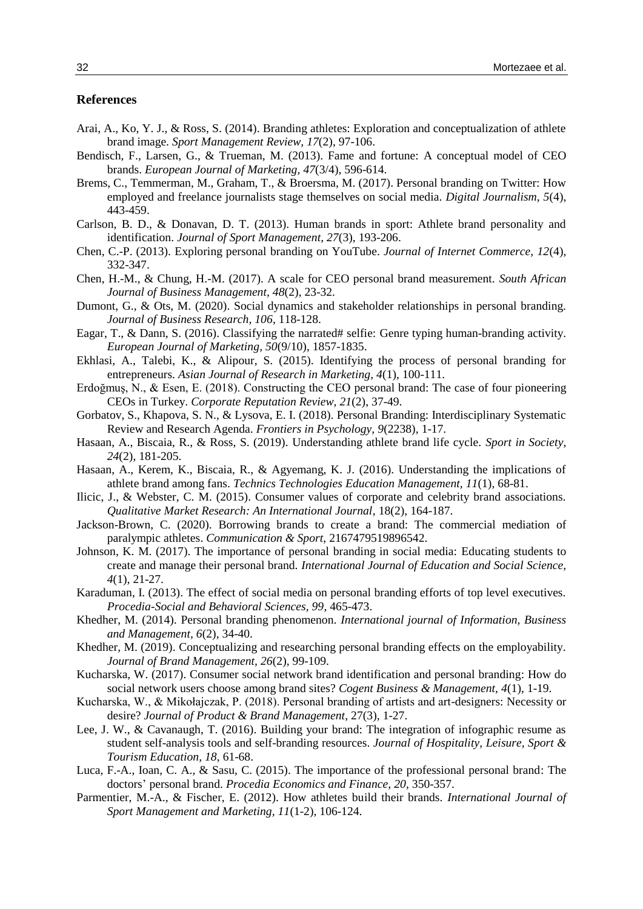## References

Arai, A., Ko, Y. J., & Ross, S. (2014). Branding athletes: Exploration and conceptualization of athlete brand image. *Sport Management Review, 17*(2), 97-106.

Bendisch, F., Larsen, G., & Trueman, M. (2013). Fame and fortune: A conceptual model of CEO brands. *European Journal of Marketing, 47*(3/4), 596-614.

Brems, C., Temmerman, M., Graham, T., & Broersma, M. (2017). Personal branding on Twitter: How employed and freelance journalists stage themselves on social media. *Digital Journalism, 5*(4), 443-459.

Carlson, B. D., & Donavan, D. T. (2013). Human brands in sport: Athlete brand personality and identification. *Journal of Sport Management, 27*(3), 193-206.

Chen, C.-P. (2013). Exploring personal branding on YouTube. *Journal of Internet Commerce, 12*(4), 332-347.

Chen, H.-M., & Chung, H.-M. (2017). A scale for CEO personal brand measurement. *South African Journal of Business Management, 48*(2), 23-32.

Dumont, G., & Ots, M. (2020). Social dynamics and stakeholder relationships in personal branding. *Journal of Business Research, 106*, 118-128.

Eagar, T., & Dann, S. (2016). Classifying the narrated# selfie: Genre typing human-branding activity. *European Journal of Marketing, 50*(9/10), 1857-1835.

Ekhlasi, A., Talebi, K., & Alipour, S. (2015). Identifying the process of personal branding for entrepreneurs. *Asian Journal of Research in Marketing, 4*(1), 100-111.

Erdoğmuş, N., & Esen, E. (2018). Constructing the CEO personal brand: The case of four pioneering CEOs in Turkey. *Corporate Reputation Review, 21*(2), 37-49.

Gorbatov, S., Khapova, S. N., & Lysova, E. I. (2018). Personal Branding: Interdisciplinary Systematic Review and Research Agenda. *Frontiers in Psychology, 9*(2238), 1-17.

Hasaan, A., Biscaia, R., & Ross, S. (2019). Understanding athlete brand life cycle. *Sport in Society, 24*(2), 181-205.

Hasaan, A., Kerem, K., Biscaia, R., & Agyemang, K. J. (2016). Understanding the implications of athlete brand among fans. *Technics Technologies Education Management, 11*(1), 68-81.

Ilicic, J., & Webster, C. M. (2015). Consumer values of corporate and celebrity brand associations. *Qualitative Market Research: An International Journal*, 18(2), 164-187.

Jackson-Brown, C. (2020). Borrowing brands to create a brand: The commercial mediation of paralympic athletes. *Communication & Sport*, 2167479519896542.

Johnson, K. M. (2017). The importance of personal branding in social media: Educating students to create and manage their personal brand. *International Journal of Education and Social Science, 4*(1), 21-27.

Karaduman, I. (2013). The effect of social media on personal branding efforts of top level executives. *Procedia-Social and Behavioral Sciences, 99*, 465-473.

Khedher, M. (2014). Personal branding phenomenon. *International journal of Information, Business and Management, 6*(2), 34-40.

Khedher, M. (2019). Conceptualizing and researching personal branding effects on the employability. *Journal of Brand Management, 26*(2), 99-109.

Kucharska, W. (2017). Consumer social network brand identification and personal branding: How do social network users choose among brand sites? *Cogent Business & Management, 4*(1), 1-19.

Kucharska, W., & Mikołajczak, P. (2018). Personal branding of artists and art-designers: Necessity or desire? *Journal of Product & Brand Management*, 27(3), 1-27.

Lee, J. W., & Cavanaugh, T. (2016). Building your brand: The integration of infographic resume as student self-analysis tools and self-branding resources. *Journal of Hospitality, Leisure, Sport & Tourism Education, 18*, 61-68.

Luca, F.-A., Ioan, C. A., & Sasu, C. (2015). The importance of the professional personal brand: The doctors' personal brand. *Procedia Economics and Finance, 20*, 350-357.

Parmentier, M.-A., & Fischer, E. (2012). How athletes build their brands. *International Journal of Sport Management and Marketing, 11*(1-2), 106-124.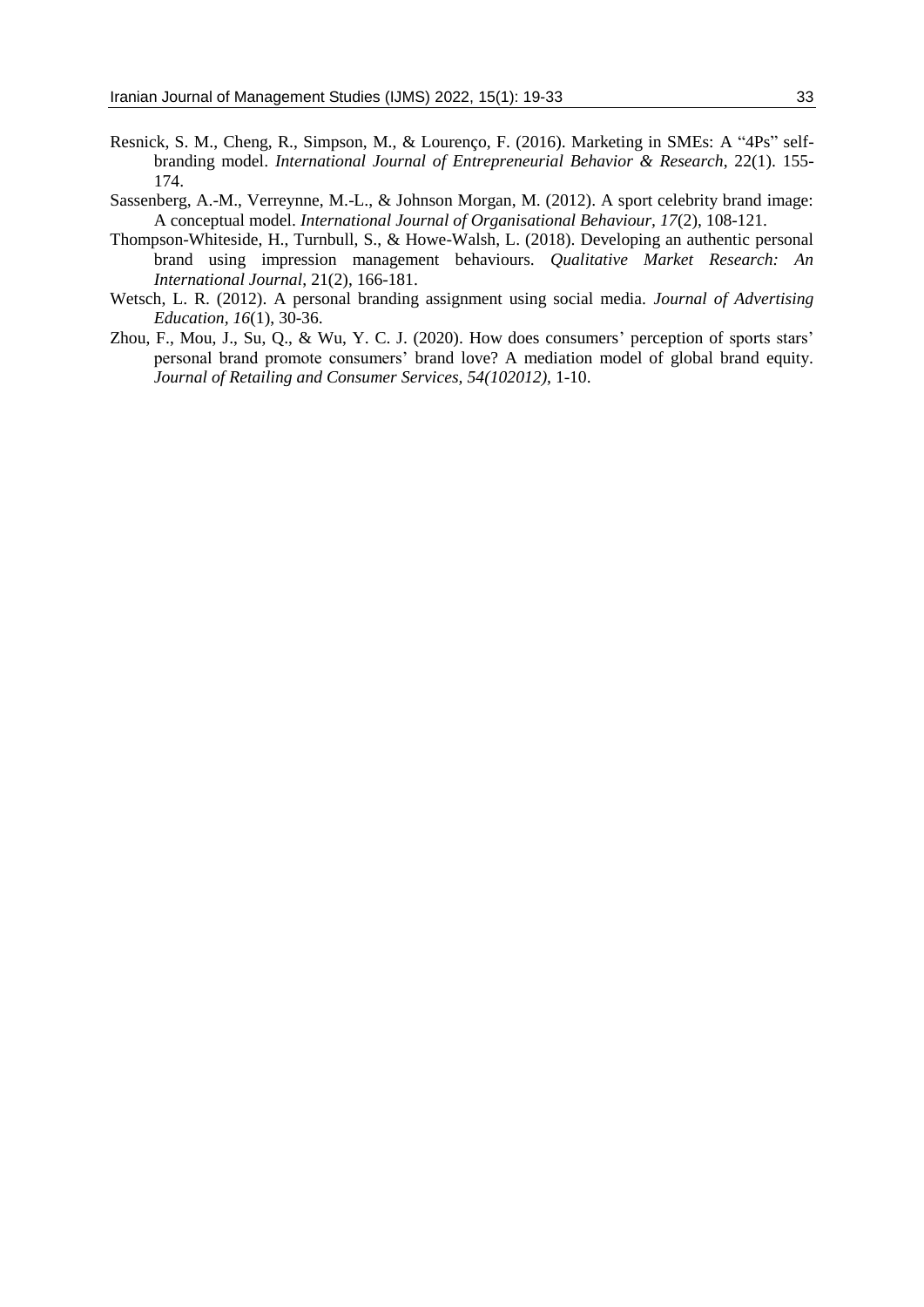Resnick, S. M., Cheng, R., Simpson, M., & Lourenço, F. (2016). Marketing in SMEs: A "4Ps" self-branding model. *International Journal of Entrepreneurial Behavior & Research*, 22(1). 155-174.

Sassenberg, A.-M., Verreynne, M.-L., & Johnson Morgan, M. (2012). A sport celebrity brand image: A conceptual model. *International Journal of Organisational Behaviour, 17*(2), 108-121.

Thompson-Whiteside, H., Turnbull, S., & Howe-Walsh, L. (2018). Developing an authentic personal brand using impression management behaviours. *Qualitative Market Research: An International Journal*, 21(2), 166-181.

Wetsch, L. R. (2012). A personal branding assignment using social media. *Journal of Advertising Education, 16*(1), 30-36.

Zhou, F., Mou, J., Su, Q., & Wu, Y. C. J. (2020). How does consumers' perception of sports stars' personal brand promote consumers' brand love? A mediation model of global brand equity. *Journal of Retailing and Consumer Services, 54(102012)*, 1-10.